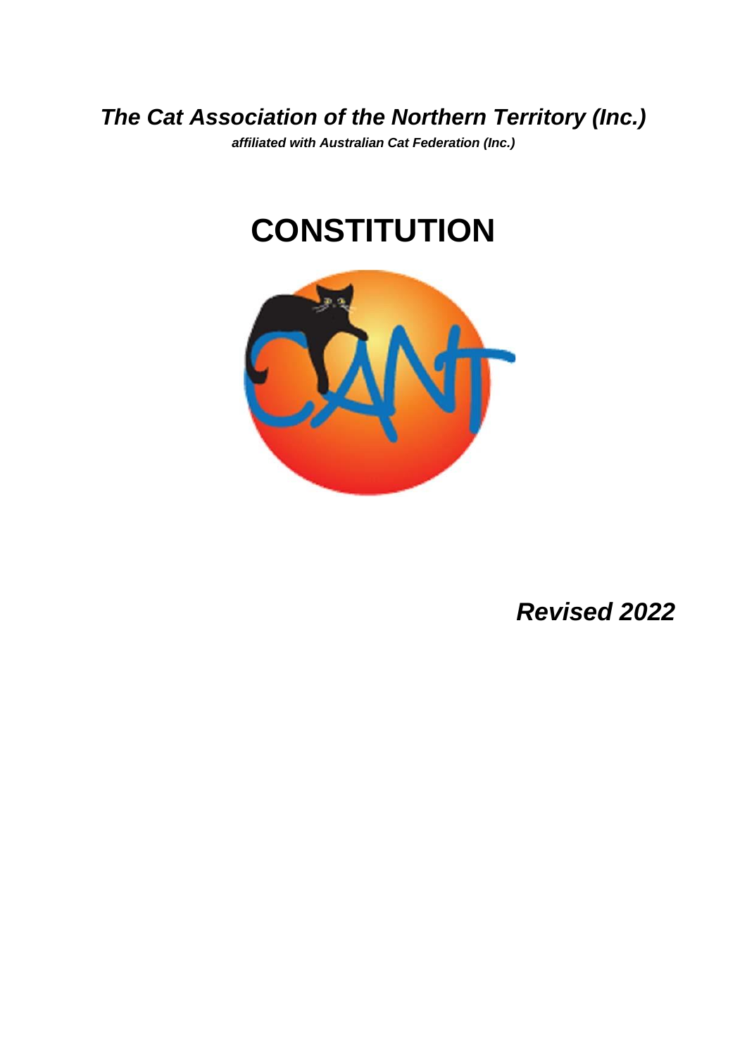# *The Cat Association of the Northern Territory (Inc.)*

***affiliated with Australian Cat Federation (Inc.)***

# CONSTITUTION

***Revised 2022***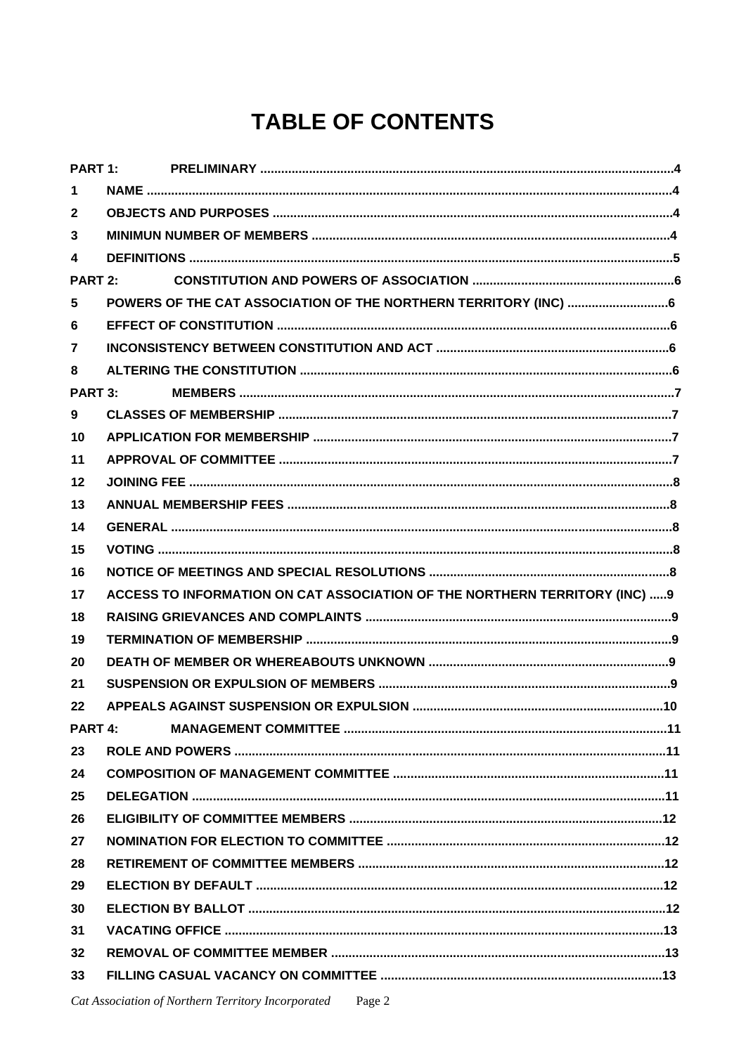# TABLE OF CONTENTS

| | | |
|---|---|---|
| **PART 1:** | **PRELIMINARY** | **4** |
| **1** | **NAME** | **4** |
| **2** | **OBJECTS AND PURPOSES** | **4** |
| **3** | **MINIMUN NUMBER OF MEMBERS** | **4** |
| **4** | **DEFINITIONS** | **5** |
| **PART 2:** | **CONSTITUTION AND POWERS OF ASSOCIATION** | **6** |
| **5** | **POWERS OF THE CAT ASSOCIATION OF THE NORTHERN TERRITORY (INC)** | **6** |
| **6** | **EFFECT OF CONSTITUTION** | **6** |
| **7** | **INCONSISTENCY BETWEEN CONSTITUTION AND ACT** | **6** |
| **8** | **ALTERING THE CONSTITUTION** | **6** |
| **PART 3:** | **MEMBERS** | **7** |
| **9** | **CLASSES OF MEMBERSHIP** | **7** |
| **10** | **APPLICATION FOR MEMBERSHIP** | **7** |
| **11** | **APPROVAL OF COMMITTEE** | **7** |
| **12** | **JOINING FEE** | **8** |
| **13** | **ANNUAL MEMBERSHIP FEES** | **8** |
| **14** | **GENERAL** | **8** |
| **15** | **VOTING** | **8** |
| **16** | **NOTICE OF MEETINGS AND SPECIAL RESOLUTIONS** | **8** |
| **17** | **ACCESS TO INFORMATION ON CAT ASSOCIATION OF THE NORTHERN TERRITORY (INC)** | **9** |
| **18** | **RAISING GRIEVANCES AND COMPLAINTS** | **9** |
| **19** | **TERMINATION OF MEMBERSHIP** | **9** |
| **20** | **DEATH OF MEMBER OR WHEREABOUTS UNKNOWN** | **9** |
| **21** | **SUSPENSION OR EXPULSION OF MEMBERS** | **9** |
| **22** | **APPEALS AGAINST SUSPENSION OR EXPULSION** | **10** |
| **PART 4:** | **MANAGEMENT COMMITTEE** | **11** |
| **23** | **ROLE AND POWERS** | **11** |
| **24** | **COMPOSITION OF MANAGEMENT COMMITTEE** | **11** |
| **25** | **DELEGATION** | **11** |
| **26** | **ELIGIBILITY OF COMMITTEE MEMBERS** | **12** |
| **27** | **NOMINATION FOR ELECTION TO COMMITTEE** | **12** |
| **28** | **RETIREMENT OF COMMITTEE MEMBERS** | **12** |
| **29** | **ELECTION BY DEFAULT** | **12** |
| **30** | **ELECTION BY BALLOT** | **12** |
| **31** | **VACATING OFFICE** | **13** |
| **32** | **REMOVAL OF COMMITTEE MEMBER** | **13** |
| **33** | **FILLING CASUAL VACANCY ON COMMITTEE** | **13** |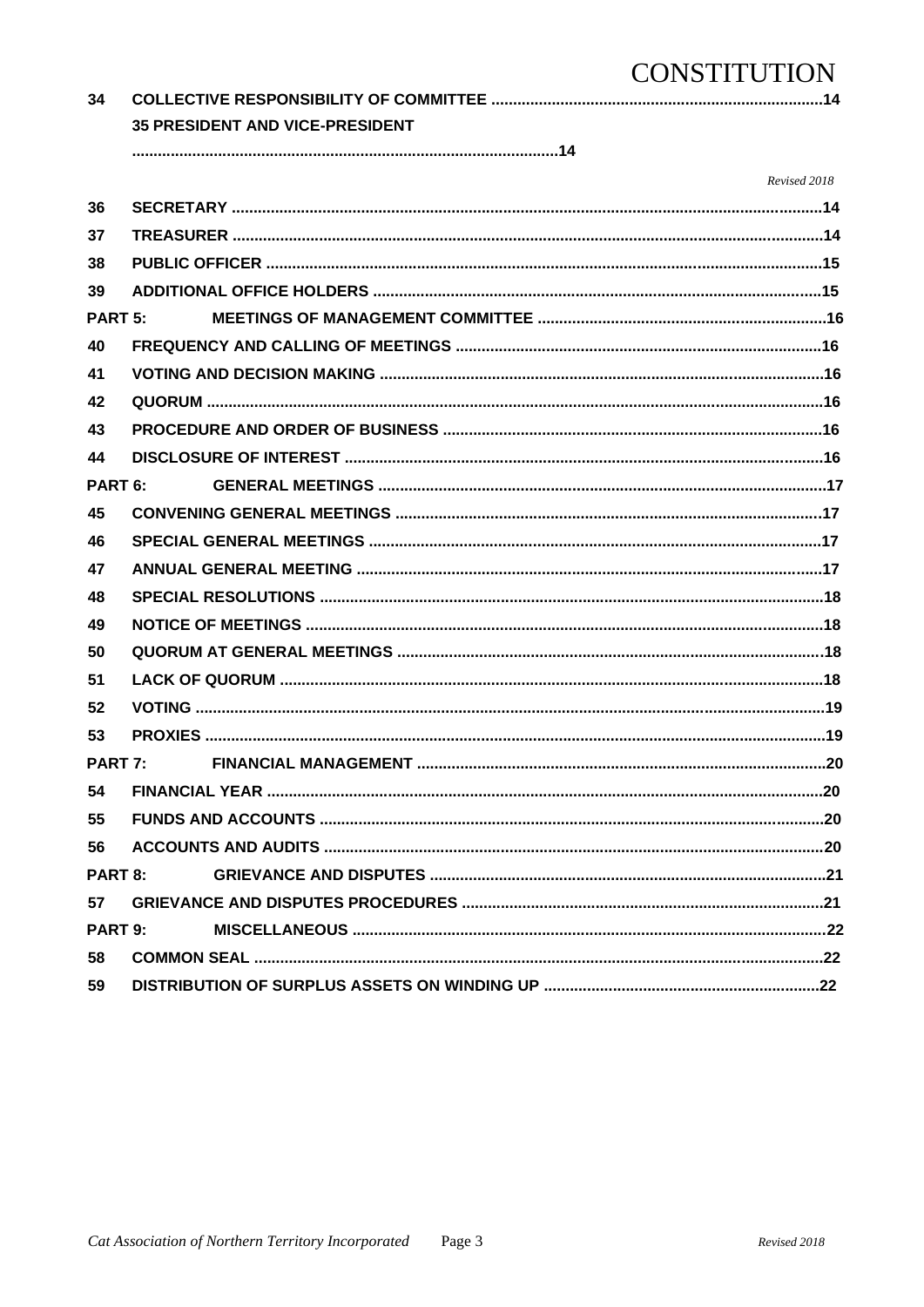| | | |
|---|---|---|
| 34 | COLLECTIVE RESPONSIBILITY OF COMMITTEE | 14 |
| 35 | PRESIDENT AND VICE-PRESIDENT | 14 |
| 36 | SECRETARY | 14 |
| 37 | TREASURER | 14 |
| 38 | PUBLIC OFFICER | 15 |
| 39 | ADDITIONAL OFFICE HOLDERS | 15 |
| PART 5: | MEETINGS OF MANAGEMENT COMMITTEE | 16 |
| 40 | FREQUENCY AND CALLING OF MEETINGS | 16 |
| 41 | VOTING AND DECISION MAKING | 16 |
| 42 | QUORUM | 16 |
| 43 | PROCEDURE AND ORDER OF BUSINESS | 16 |
| 44 | DISCLOSURE OF INTEREST | 16 |
| PART 6: | GENERAL MEETINGS | 17 |
| 45 | CONVENING GENERAL MEETINGS | 17 |
| 46 | SPECIAL GENERAL MEETINGS | 17 |
| 47 | ANNUAL GENERAL MEETING | 17 |
| 48 | SPECIAL RESOLUTIONS | 18 |
| 49 | NOTICE OF MEETINGS | 18 |
| 50 | QUORUM AT GENERAL MEETINGS | 18 |
| 51 | LACK OF QUORUM | 18 |
| 52 | VOTING | 19 |
| 53 | PROXIES | 19 |
| PART 7: | FINANCIAL MANAGEMENT | 20 |
| 54 | FINANCIAL YEAR | 20 |
| 55 | FUNDS AND ACCOUNTS | 20 |
| 56 | ACCOUNTS AND AUDITS | 20 |
| PART 8: | GRIEVANCE AND DISPUTES | 21 |
| 57 | GRIEVANCE AND DISPUTES PROCEDURES | 21 |
| PART 9: | MISCELLANEOUS | 22 |
| 58 | COMMON SEAL | 22 |
| 59 | DISTRIBUTION OF SURPLUS ASSETS ON WINDING UP | 22 |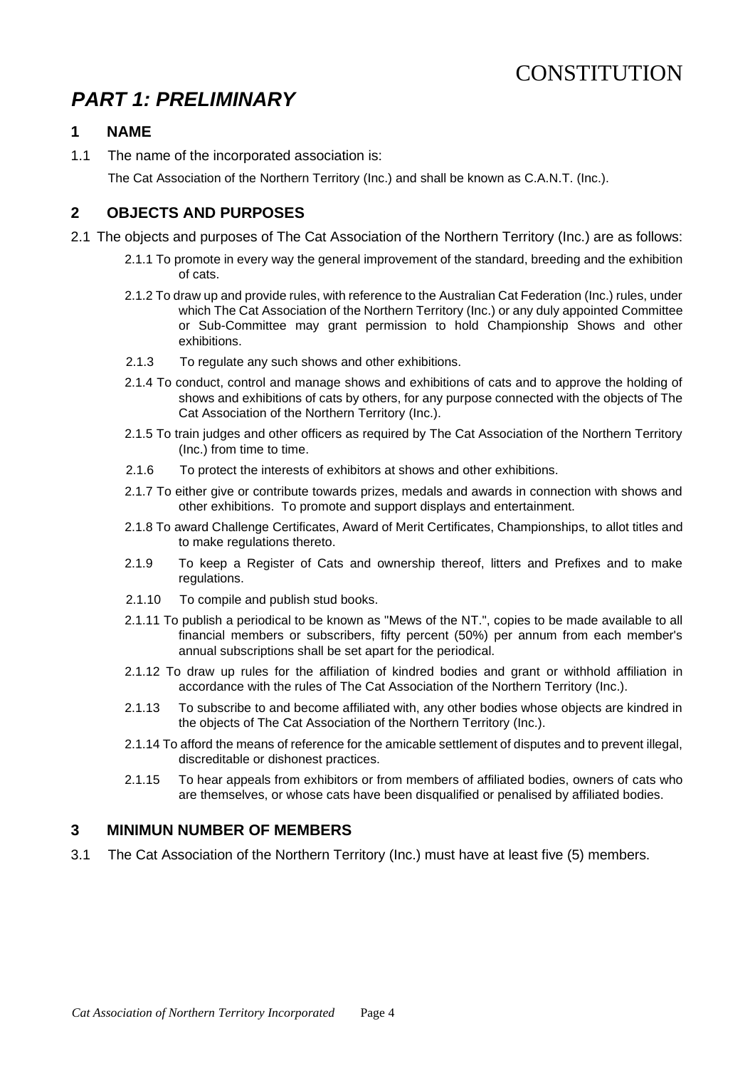# CONSTITUTION

## *PART 1: PRELIMINARY*

### 1 NAME

1.1 The name of the incorporated association is:

The Cat Association of the Northern Territory (Inc.) and shall be known as C.A.N.T. (Inc.).

### 2 OBJECTS AND PURPOSES

2.1 The objects and purposes of The Cat Association of the Northern Territory (Inc.) are as follows:

2.1.1 To promote in every way the general improvement of the standard, breeding and the exhibition of cats.

2.1.2 To draw up and provide rules, with reference to the Australian Cat Federation (Inc.) rules, under which The Cat Association of the Northern Territory (Inc.) or any duly appointed Committee or Sub-Committee may grant permission to hold Championship Shows and other exhibitions.

2.1.3 To regulate any such shows and other exhibitions.

2.1.4 To conduct, control and manage shows and exhibitions of cats and to approve the holding of shows and exhibitions of cats by others, for any purpose connected with the objects of The Cat Association of the Northern Territory (Inc.).

2.1.5 To train judges and other officers as required by The Cat Association of the Northern Territory (Inc.) from time to time.

2.1.6 To protect the interests of exhibitors at shows and other exhibitions.

2.1.7 To either give or contribute towards prizes, medals and awards in connection with shows and other exhibitions. To promote and support displays and entertainment.

2.1.8 To award Challenge Certificates, Award of Merit Certificates, Championships, to allot titles and to make regulations thereto.

2.1.9 To keep a Register of Cats and ownership thereof, litters and Prefixes and to make regulations.

2.1.10 To compile and publish stud books.

2.1.11 To publish a periodical to be known as "Mews of the NT.", copies to be made available to all financial members or subscribers, fifty percent (50%) per annum from each member's annual subscriptions shall be set apart for the periodical.

2.1.12 To draw up rules for the affiliation of kindred bodies and grant or withhold affiliation in accordance with the rules of The Cat Association of the Northern Territory (Inc.).

2.1.13 To subscribe to and become affiliated with, any other bodies whose objects are kindred in the objects of The Cat Association of the Northern Territory (Inc.).

2.1.14 To afford the means of reference for the amicable settlement of disputes and to prevent illegal, discreditable or dishonest practices.

2.1.15 To hear appeals from exhibitors or from members of affiliated bodies, owners of cats who are themselves, or whose cats have been disqualified or penalised by affiliated bodies.

### 3 MINIMUN NUMBER OF MEMBERS

3.1 The Cat Association of the Northern Territory (Inc.) must have at least five (5) members.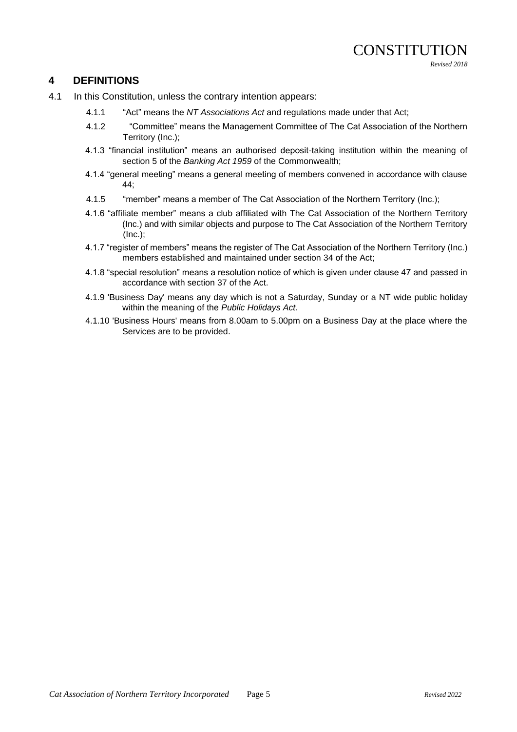## 4 DEFINITIONS

4.1 In this Constitution, unless the contrary intention appears:

4.1.1 "Act" means the *NT Associations Act* and regulations made under that Act;

4.1.2 "Committee" means the Management Committee of The Cat Association of the Northern Territory (Inc.);

4.1.3 "financial institution" means an authorised deposit-taking institution within the meaning of section 5 of the *Banking Act 1959* of the Commonwealth;

4.1.4 "general meeting" means a general meeting of members convened in accordance with clause 44;

4.1.5 "member" means a member of The Cat Association of the Northern Territory (Inc.);

4.1.6 "affiliate member" means a club affiliated with The Cat Association of the Northern Territory (Inc.) and with similar objects and purpose to The Cat Association of the Northern Territory (Inc.);

4.1.7 "register of members" means the register of The Cat Association of the Northern Territory (Inc.) members established and maintained under section 34 of the Act;

4.1.8 "special resolution" means a resolution notice of which is given under clause 47 and passed in accordance with section 37 of the Act.

4.1.9 'Business Day' means any day which is not a Saturday, Sunday or a NT wide public holiday within the meaning of the *Public Holidays Act*.

4.1.10 'Business Hours' means from 8.00am to 5.00pm on a Business Day at the place where the Services are to be provided.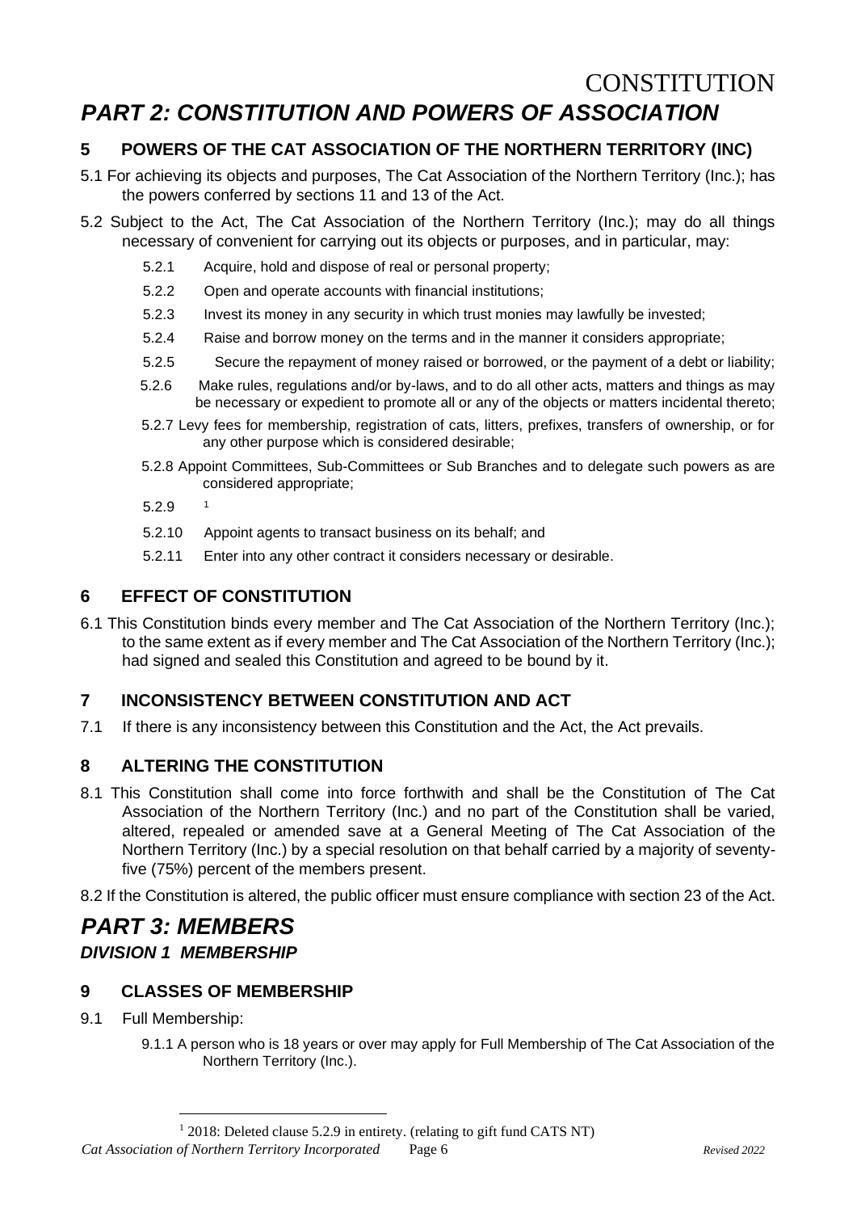# PART 2: CONSTITUTION AND POWERS OF ASSOCIATION

## 5 POWERS OF THE CAT ASSOCIATION OF THE NORTHERN TERRITORY (INC)

5.1 For achieving its objects and purposes, The Cat Association of the Northern Territory (Inc.); has the powers conferred by sections 11 and 13 of the Act.

5.2 Subject to the Act, The Cat Association of the Northern Territory (Inc.); may do all things necessary of convenient for carrying out its objects or purposes, and in particular, may:

- 5.2.1 Acquire, hold and dispose of real or personal property;
- 5.2.2 Open and operate accounts with financial institutions;
- 5.2.3 Invest its money in any security in which trust monies may lawfully be invested;
- 5.2.4 Raise and borrow money on the terms and in the manner it considers appropriate;
- 5.2.5 Secure the repayment of money raised or borrowed, or the payment of a debt or liability;
- 5.2.6 Make rules, regulations and/or by-laws, and to do all other acts, matters and things as may be necessary or expedient to promote all or any of the objects or matters incidental thereto;
- 5.2.7 Levy fees for membership, registration of cats, litters, prefixes, transfers of ownership, or for any other purpose which is considered desirable;
- 5.2.8 Appoint Committees, Sub-Committees or Sub Branches and to delegate such powers as are considered appropriate;
- 5.2.9 [1]
- 5.2.10 Appoint agents to transact business on its behalf; and
- 5.2.11 Enter into any other contract it considers necessary or desirable.

## 6 EFFECT OF CONSTITUTION

6.1 This Constitution binds every member and The Cat Association of the Northern Territory (Inc.); to the same extent as if every member and The Cat Association of the Northern Territory (Inc.); had signed and sealed this Constitution and agreed to be bound by it.

## 7 INCONSISTENCY BETWEEN CONSTITUTION AND ACT

7.1 If there is any inconsistency between this Constitution and the Act, the Act prevails.

## 8 ALTERING THE CONSTITUTION

8.1 This Constitution shall come into force forthwith and shall be the Constitution of The Cat Association of the Northern Territory (Inc.) and no part of the Constitution shall be varied, altered, repealed or amended save at a General Meeting of The Cat Association of the Northern Territory (Inc.) by a special resolution on that behalf carried by a majority of seventy-five (75%) percent of the members present.

8.2 If the Constitution is altered, the public officer must ensure compliance with section 23 of the Act.

# PART 3: MEMBERS

### DIVISION 1 MEMBERSHIP

## 9 CLASSES OF MEMBERSHIP

9.1 Full Membership:

- 9.1.1 A person who is 18 years or over may apply for Full Membership of The Cat Association of the Northern Territory (Inc.).

---

[1] 2018: Deleted clause 5.2.9 in entirety. (relating to gift fund CATS NT)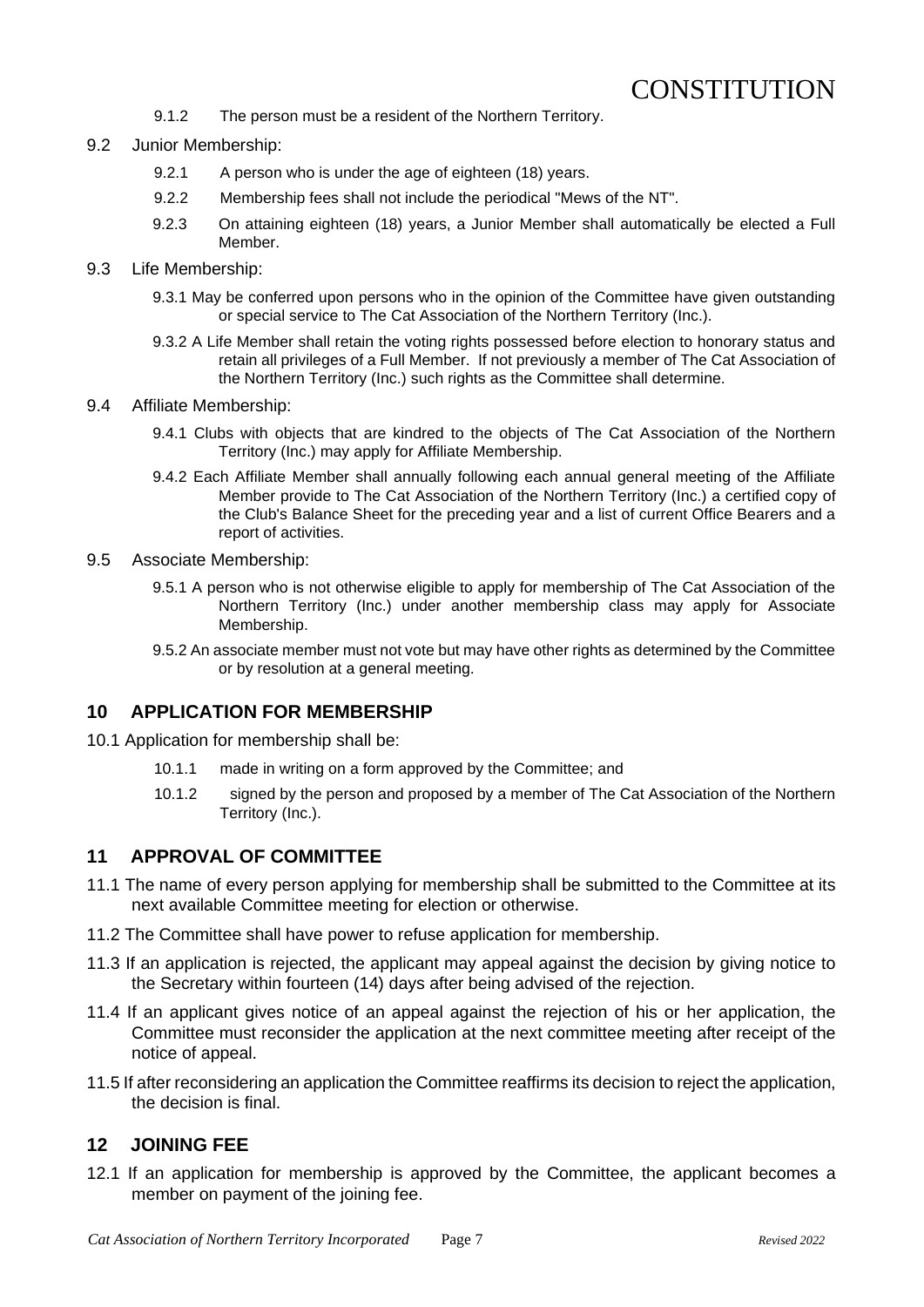9.1.2 The person must be a resident of the Northern Territory.

9.2 Junior Membership:

9.2.1 A person who is under the age of eighteen (18) years.

9.2.2 Membership fees shall not include the periodical "Mews of the NT".

9.2.3 On attaining eighteen (18) years, a Junior Member shall automatically be elected a Full Member.

9.3 Life Membership:

9.3.1 May be conferred upon persons who in the opinion of the Committee have given outstanding or special service to The Cat Association of the Northern Territory (Inc.).

9.3.2 A Life Member shall retain the voting rights possessed before election to honorary status and retain all privileges of a Full Member. If not previously a member of The Cat Association of the Northern Territory (Inc.) such rights as the Committee shall determine.

9.4 Affiliate Membership:

9.4.1 Clubs with objects that are kindred to the objects of The Cat Association of the Northern Territory (Inc.) may apply for Affiliate Membership.

9.4.2 Each Affiliate Member shall annually following each annual general meeting of the Affiliate Member provide to The Cat Association of the Northern Territory (Inc.) a certified copy of the Club's Balance Sheet for the preceding year and a list of current Office Bearers and a report of activities.

9.5 Associate Membership:

9.5.1 A person who is not otherwise eligible to apply for membership of The Cat Association of the Northern Territory (Inc.) under another membership class may apply for Associate Membership.

9.5.2 An associate member must not vote but may have other rights as determined by the Committee or by resolution at a general meeting.

## 10 APPLICATION FOR MEMBERSHIP

10.1 Application for membership shall be:

10.1.1 made in writing on a form approved by the Committee; and

10.1.2 signed by the person and proposed by a member of The Cat Association of the Northern Territory (Inc.).

## 11 APPROVAL OF COMMITTEE

11.1 The name of every person applying for membership shall be submitted to the Committee at its next available Committee meeting for election or otherwise.

11.2 The Committee shall have power to refuse application for membership.

11.3 If an application is rejected, the applicant may appeal against the decision by giving notice to the Secretary within fourteen (14) days after being advised of the rejection.

11.4 If an applicant gives notice of an appeal against the rejection of his or her application, the Committee must reconsider the application at the next committee meeting after receipt of the notice of appeal.

11.5 If after reconsidering an application the Committee reaffirms its decision to reject the application, the decision is final.

## 12 JOINING FEE

12.1 If an application for membership is approved by the Committee, the applicant becomes a member on payment of the joining fee.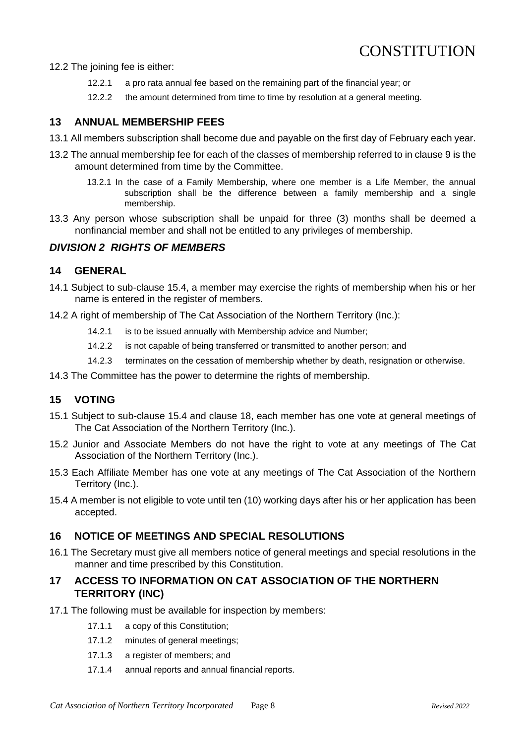12.2 The joining fee is either:

12.2.1 a pro rata annual fee based on the remaining part of the financial year; or

12.2.2 the amount determined from time to time by resolution at a general meeting.

## 13 ANNUAL MEMBERSHIP FEES

13.1 All members subscription shall become due and payable on the first day of February each year.

13.2 The annual membership fee for each of the classes of membership referred to in clause 9 is the amount determined from time by the Committee.

13.2.1 In the case of a Family Membership, where one member is a Life Member, the annual subscription shall be the difference between a family membership and a single membership.

13.3 Any person whose subscription shall be unpaid for three (3) months shall be deemed a nonfinancial member and shall not be entitled to any privileges of membership.

## *DIVISION 2 RIGHTS OF MEMBERS*

## 14 GENERAL

14.1 Subject to sub-clause 15.4, a member may exercise the rights of membership when his or her name is entered in the register of members.

14.2 A right of membership of The Cat Association of the Northern Territory (Inc.):

14.2.1 is to be issued annually with Membership advice and Number;

14.2.2 is not capable of being transferred or transmitted to another person; and

14.2.3 terminates on the cessation of membership whether by death, resignation or otherwise.

14.3 The Committee has the power to determine the rights of membership.

## 15 VOTING

15.1 Subject to sub-clause 15.4 and clause 18, each member has one vote at general meetings of The Cat Association of the Northern Territory (Inc.).

15.2 Junior and Associate Members do not have the right to vote at any meetings of The Cat Association of the Northern Territory (Inc.).

15.3 Each Affiliate Member has one vote at any meetings of The Cat Association of the Northern Territory (Inc.).

15.4 A member is not eligible to vote until ten (10) working days after his or her application has been accepted.

## 16 NOTICE OF MEETINGS AND SPECIAL RESOLUTIONS

16.1 The Secretary must give all members notice of general meetings and special resolutions in the manner and time prescribed by this Constitution.

## 17 ACCESS TO INFORMATION ON CAT ASSOCIATION OF THE NORTHERN TERRITORY (INC)

17.1 The following must be available for inspection by members:

17.1.1 a copy of this Constitution;

17.1.2 minutes of general meetings;

17.1.3 a register of members; and

17.1.4 annual reports and annual financial reports.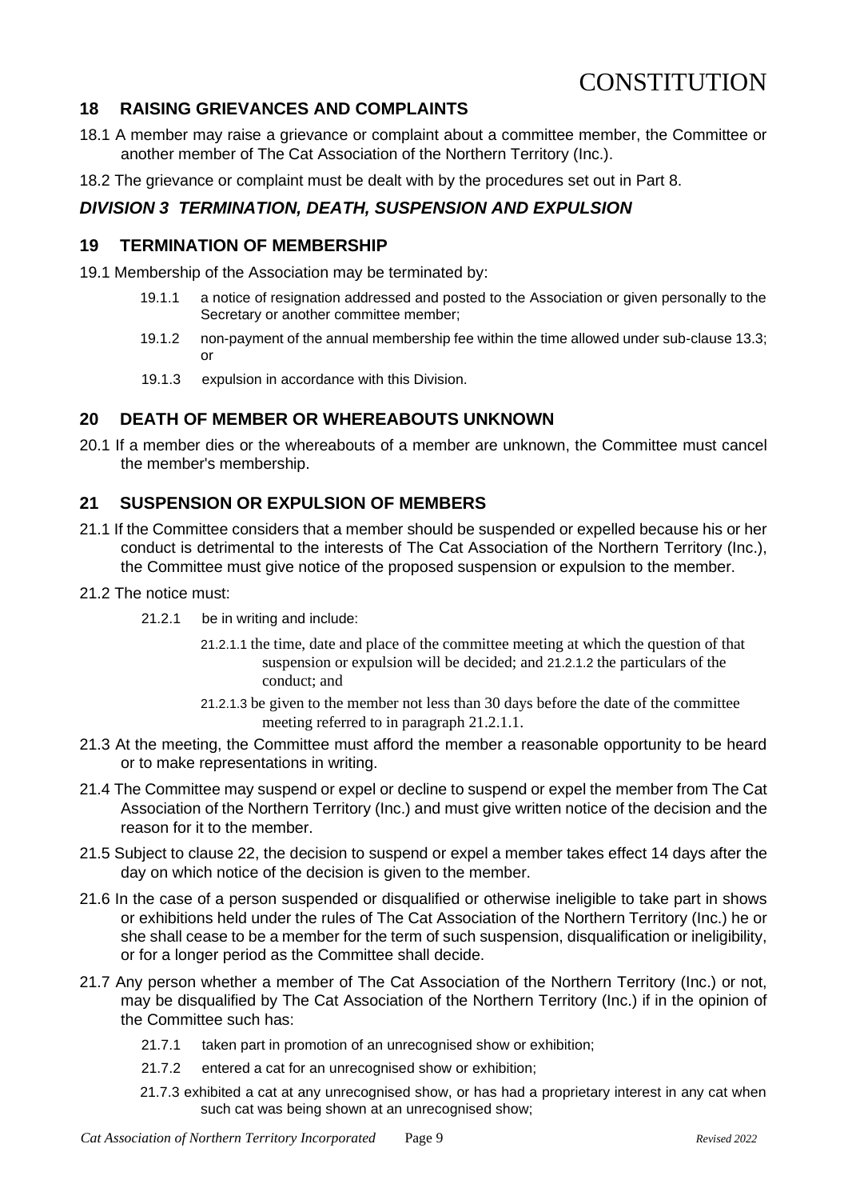## 18 RAISING GRIEVANCES AND COMPLAINTS

18.1 A member may raise a grievance or complaint about a committee member, the Committee or another member of The Cat Association of the Northern Territory (Inc.).

18.2 The grievance or complaint must be dealt with by the procedures set out in Part 8.

### *DIVISION 3 TERMINATION, DEATH, SUSPENSION AND EXPULSION*

## 19 TERMINATION OF MEMBERSHIP

19.1 Membership of the Association may be terminated by:

- 19.1.1 a notice of resignation addressed and posted to the Association or given personally to the Secretary or another committee member;
- 19.1.2 non-payment of the annual membership fee within the time allowed under sub-clause 13.3; or
- 19.1.3 expulsion in accordance with this Division.

## 20 DEATH OF MEMBER OR WHEREABOUTS UNKNOWN

20.1 If a member dies or the whereabouts of a member are unknown, the Committee must cancel the member's membership.

## 21 SUSPENSION OR EXPULSION OF MEMBERS

21.1 If the Committee considers that a member should be suspended or expelled because his or her conduct is detrimental to the interests of The Cat Association of the Northern Territory (Inc.), the Committee must give notice of the proposed suspension or expulsion to the member.

21.2 The notice must:

- 21.2.1 be in writing and include:
  - 21.2.1.1 the time, date and place of the committee meeting at which the question of that suspension or expulsion will be decided; and 21.2.1.2 the particulars of the conduct; and
  - 21.2.1.3 be given to the member not less than 30 days before the date of the committee meeting referred to in paragraph 21.2.1.1.

21.3 At the meeting, the Committee must afford the member a reasonable opportunity to be heard or to make representations in writing.

21.4 The Committee may suspend or expel or decline to suspend or expel the member from The Cat Association of the Northern Territory (Inc.) and must give written notice of the decision and the reason for it to the member.

21.5 Subject to clause 22, the decision to suspend or expel a member takes effect 14 days after the day on which notice of the decision is given to the member.

21.6 In the case of a person suspended or disqualified or otherwise ineligible to take part in shows or exhibitions held under the rules of The Cat Association of the Northern Territory (Inc.) he or she shall cease to be a member for the term of such suspension, disqualification or ineligibility, or for a longer period as the Committee shall decide.

21.7 Any person whether a member of The Cat Association of the Northern Territory (Inc.) or not, may be disqualified by The Cat Association of the Northern Territory (Inc.) if in the opinion of the Committee such has:

- 21.7.1 taken part in promotion of an unrecognised show or exhibition;
- 21.7.2 entered a cat for an unrecognised show or exhibition;
- 21.7.3 exhibited a cat at any unrecognised show, or has had a proprietary interest in any cat when such cat was being shown at an unrecognised show;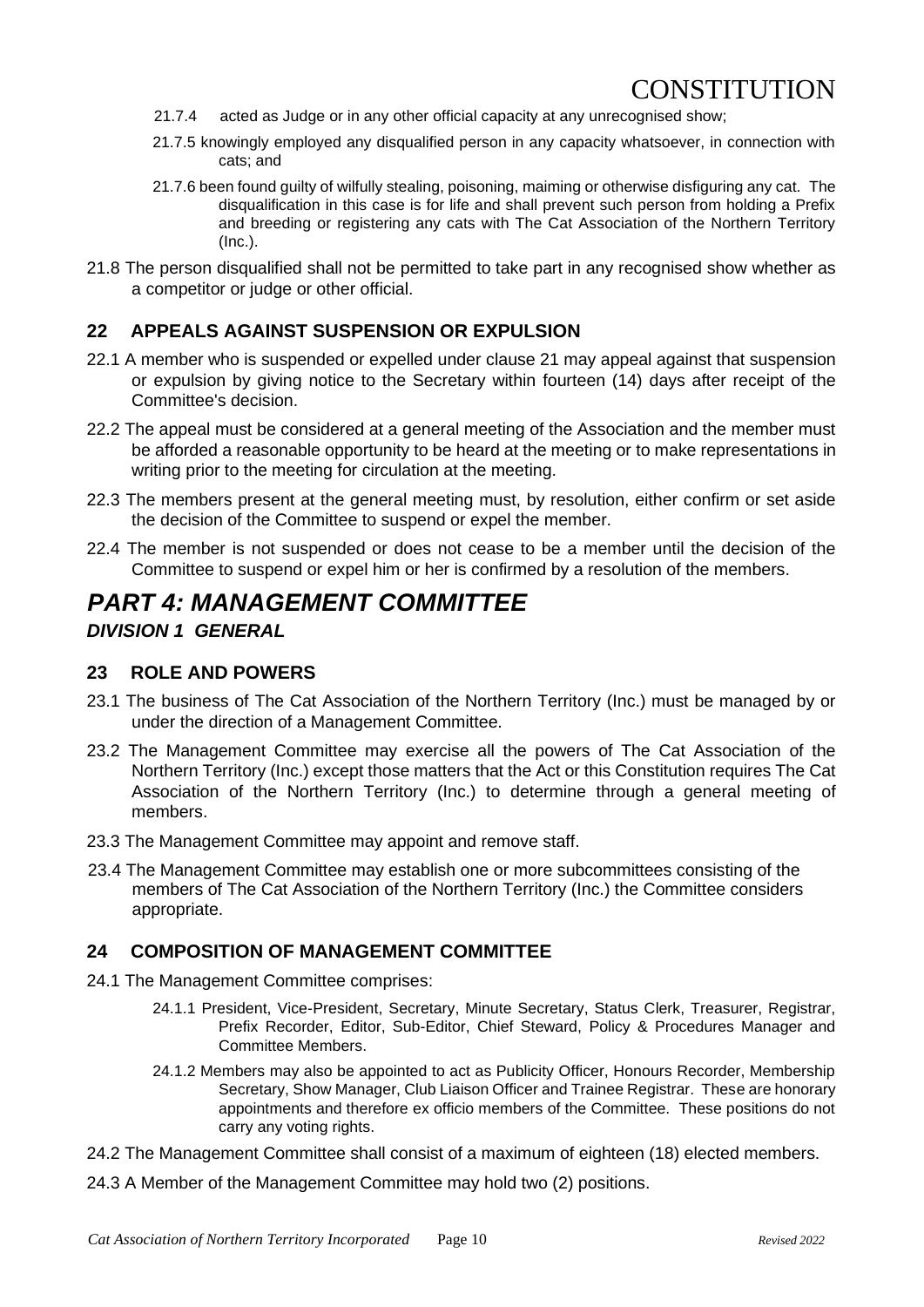21.7.4 acted as Judge or in any other official capacity at any unrecognised show;

21.7.5 knowingly employed any disqualified person in any capacity whatsoever, in connection with cats; and

21.7.6 been found guilty of wilfully stealing, poisoning, maiming or otherwise disfiguring any cat. The disqualification in this case is for life and shall prevent such person from holding a Prefix and breeding or registering any cats with The Cat Association of the Northern Territory (Inc.).

21.8 The person disqualified shall not be permitted to take part in any recognised show whether as a competitor or judge or other official.

### 22 APPEALS AGAINST SUSPENSION OR EXPULSION

22.1 A member who is suspended or expelled under clause 21 may appeal against that suspension or expulsion by giving notice to the Secretary within fourteen (14) days after receipt of the Committee's decision.

22.2 The appeal must be considered at a general meeting of the Association and the member must be afforded a reasonable opportunity to be heard at the meeting or to make representations in writing prior to the meeting for circulation at the meeting.

22.3 The members present at the general meeting must, by resolution, either confirm or set aside the decision of the Committee to suspend or expel the member.

22.4 The member is not suspended or does not cease to be a member until the decision of the Committee to suspend or expel him or her is confirmed by a resolution of the members.

# *PART 4: MANAGEMENT COMMITTEE*

## *DIVISION 1 GENERAL*

### 23 ROLE AND POWERS

23.1 The business of The Cat Association of the Northern Territory (Inc.) must be managed by or under the direction of a Management Committee.

23.2 The Management Committee may exercise all the powers of The Cat Association of the Northern Territory (Inc.) except those matters that the Act or this Constitution requires The Cat Association of the Northern Territory (Inc.) to determine through a general meeting of members.

23.3 The Management Committee may appoint and remove staff.

23.4 The Management Committee may establish one or more subcommittees consisting of the members of The Cat Association of the Northern Territory (Inc.) the Committee considers appropriate.

### 24 COMPOSITION OF MANAGEMENT COMMITTEE

24.1 The Management Committee comprises:

24.1.1 President, Vice-President, Secretary, Minute Secretary, Status Clerk, Treasurer, Registrar, Prefix Recorder, Editor, Sub-Editor, Chief Steward, Policy & Procedures Manager and Committee Members.

24.1.2 Members may also be appointed to act as Publicity Officer, Honours Recorder, Membership Secretary, Show Manager, Club Liaison Officer and Trainee Registrar. These are honorary appointments and therefore ex officio members of the Committee. These positions do not carry any voting rights.

24.2 The Management Committee shall consist of a maximum of eighteen (18) elected members.

24.3 A Member of the Management Committee may hold two (2) positions.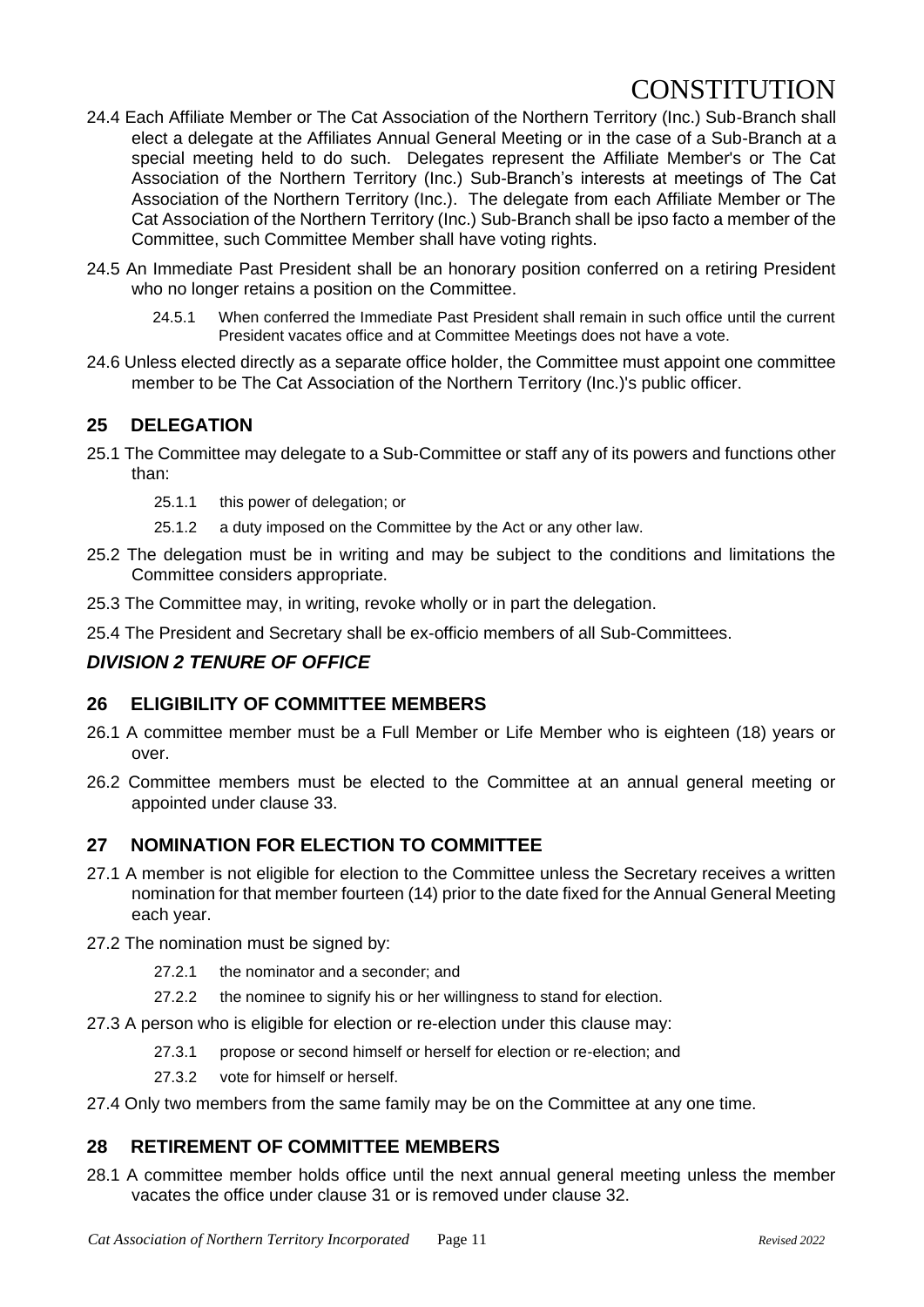24.4 Each Affiliate Member or The Cat Association of the Northern Territory (Inc.) Sub-Branch shall elect a delegate at the Affiliates Annual General Meeting or in the case of a Sub-Branch at a special meeting held to do such. Delegates represent the Affiliate Member's or The Cat Association of the Northern Territory (Inc.) Sub-Branch's interests at meetings of The Cat Association of the Northern Territory (Inc.). The delegate from each Affiliate Member or The Cat Association of the Northern Territory (Inc.) Sub-Branch shall be ipso facto a member of the Committee, such Committee Member shall have voting rights.

24.5 An Immediate Past President shall be an honorary position conferred on a retiring President who no longer retains a position on the Committee.

24.5.1 When conferred the Immediate Past President shall remain in such office until the current President vacates office and at Committee Meetings does not have a vote.

24.6 Unless elected directly as a separate office holder, the Committee must appoint one committee member to be The Cat Association of the Northern Territory (Inc.)'s public officer.

## 25 DELEGATION

25.1 The Committee may delegate to a Sub-Committee or staff any of its powers and functions other than:

25.1.1 this power of delegation; or

25.1.2 a duty imposed on the Committee by the Act or any other law.

25.2 The delegation must be in writing and may be subject to the conditions and limitations the Committee considers appropriate.

25.3 The Committee may, in writing, revoke wholly or in part the delegation.

25.4 The President and Secretary shall be ex-officio members of all Sub-Committees.

## *DIVISION 2 TENURE OF OFFICE*

## 26 ELIGIBILITY OF COMMITTEE MEMBERS

26.1 A committee member must be a Full Member or Life Member who is eighteen (18) years or over.

26.2 Committee members must be elected to the Committee at an annual general meeting or appointed under clause 33.

## 27 NOMINATION FOR ELECTION TO COMMITTEE

27.1 A member is not eligible for election to the Committee unless the Secretary receives a written nomination for that member fourteen (14) prior to the date fixed for the Annual General Meeting each year.

27.2 The nomination must be signed by:

27.2.1 the nominator and a seconder; and

27.2.2 the nominee to signify his or her willingness to stand for election.

27.3 A person who is eligible for election or re-election under this clause may:

27.3.1 propose or second himself or herself for election or re-election; and

27.3.2 vote for himself or herself.

27.4 Only two members from the same family may be on the Committee at any one time.

## 28 RETIREMENT OF COMMITTEE MEMBERS

28.1 A committee member holds office until the next annual general meeting unless the member vacates the office under clause 31 or is removed under clause 32.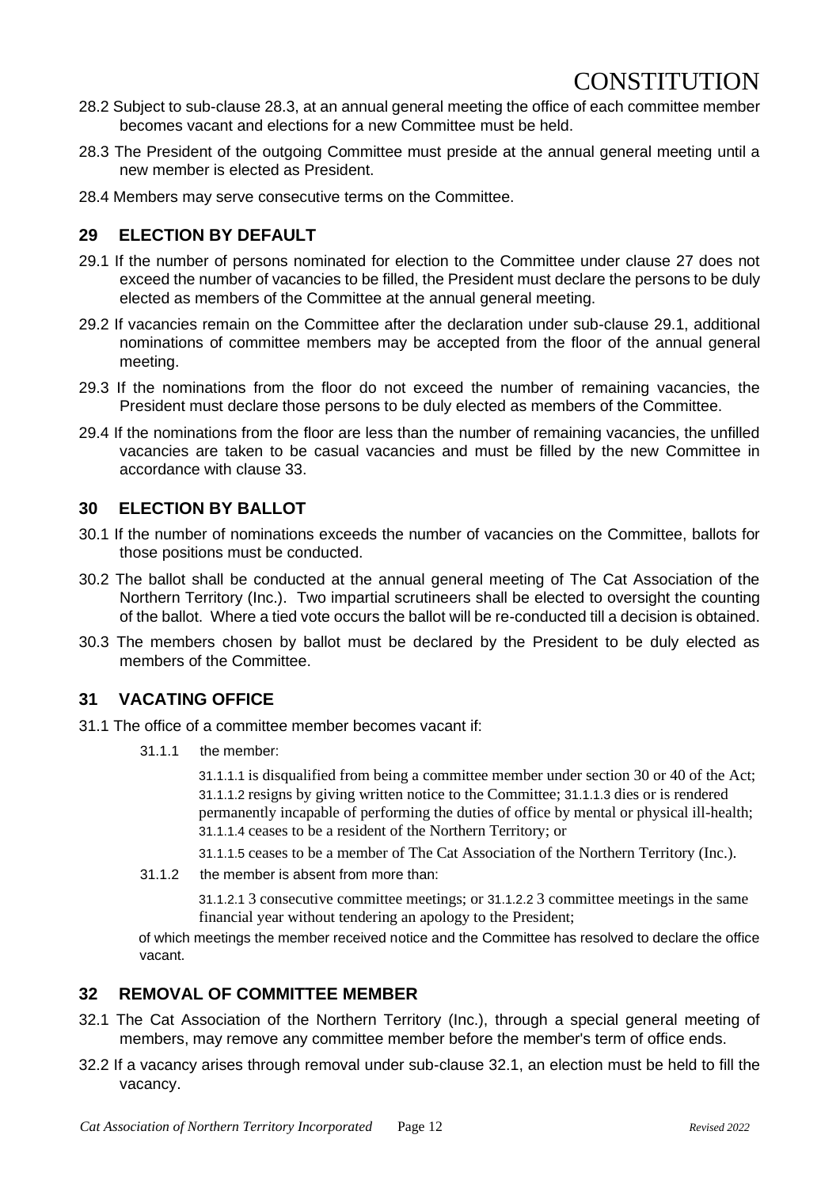28.2 Subject to sub-clause 28.3, at an annual general meeting the office of each committee member becomes vacant and elections for a new Committee must be held.

28.3 The President of the outgoing Committee must preside at the annual general meeting until a new member is elected as President.

28.4 Members may serve consecutive terms on the Committee.

## 29 ELECTION BY DEFAULT

29.1 If the number of persons nominated for election to the Committee under clause 27 does not exceed the number of vacancies to be filled, the President must declare the persons to be duly elected as members of the Committee at the annual general meeting.

29.2 If vacancies remain on the Committee after the declaration under sub-clause 29.1, additional nominations of committee members may be accepted from the floor of the annual general meeting.

29.3 If the nominations from the floor do not exceed the number of remaining vacancies, the President must declare those persons to be duly elected as members of the Committee.

29.4 If the nominations from the floor are less than the number of remaining vacancies, the unfilled vacancies are taken to be casual vacancies and must be filled by the new Committee in accordance with clause 33.

## 30 ELECTION BY BALLOT

30.1 If the number of nominations exceeds the number of vacancies on the Committee, ballots for those positions must be conducted.

30.2 The ballot shall be conducted at the annual general meeting of The Cat Association of the Northern Territory (Inc.). Two impartial scrutineers shall be elected to oversight the counting of the ballot. Where a tied vote occurs the ballot will be re-conducted till a decision is obtained.

30.3 The members chosen by ballot must be declared by the President to be duly elected as members of the Committee.

## 31 VACATING OFFICE

31.1 The office of a committee member becomes vacant if:

31.1.1 the member:

31.1.1.1 is disqualified from being a committee member under section 30 or 40 of the Act;
31.1.1.2 resigns by giving written notice to the Committee;
31.1.1.3 dies or is rendered permanently incapable of performing the duties of office by mental or physical ill-health;
31.1.1.4 ceases to be a resident of the Northern Territory; or
31.1.1.5 ceases to be a member of The Cat Association of the Northern Territory (Inc.).

31.1.2 the member is absent from more than:

31.1.2.1 3 consecutive committee meetings; or
31.1.2.2 3 committee meetings in the same financial year without tendering an apology to the President;

of which meetings the member received notice and the Committee has resolved to declare the office vacant.

## 32 REMOVAL OF COMMITTEE MEMBER

32.1 The Cat Association of the Northern Territory (Inc.), through a special general meeting of members, may remove any committee member before the member's term of office ends.

32.2 If a vacancy arises through removal under sub-clause 32.1, an election must be held to fill the vacancy.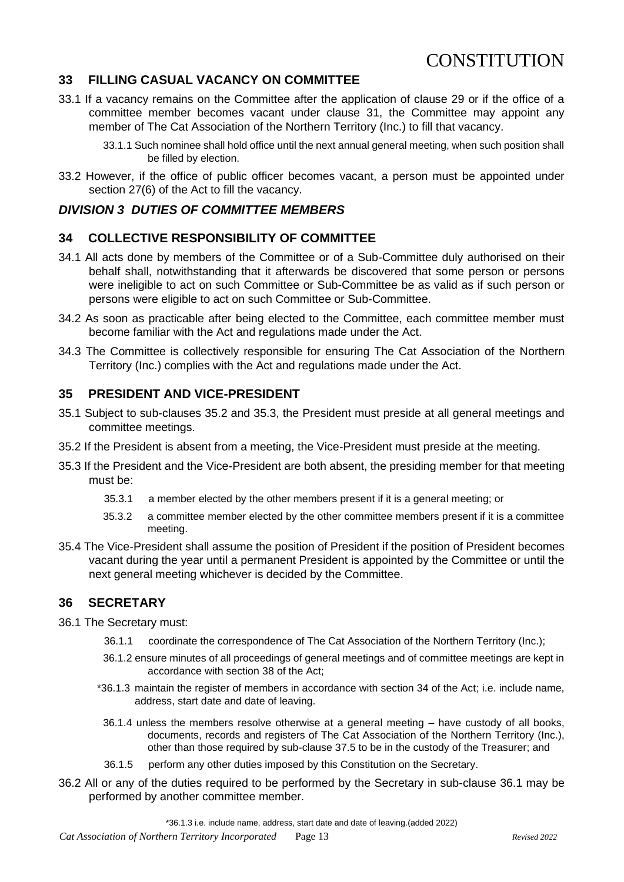## 33 FILLING CASUAL VACANCY ON COMMITTEE

33.1 If a vacancy remains on the Committee after the application of clause 29 or if the office of a committee member becomes vacant under clause 31, the Committee may appoint any member of The Cat Association of the Northern Territory (Inc.) to fill that vacancy.

33.1.1 Such nominee shall hold office until the next annual general meeting, when such position shall be filled by election.

33.2 However, if the office of public officer becomes vacant, a person must be appointed under section 27(6) of the Act to fill the vacancy.

## *DIVISION 3 DUTIES OF COMMITTEE MEMBERS*

## 34 COLLECTIVE RESPONSIBILITY OF COMMITTEE

34.1 All acts done by members of the Committee or of a Sub-Committee duly authorised on their behalf shall, notwithstanding that it afterwards be discovered that some person or persons were ineligible to act on such Committee or Sub-Committee be as valid as if such person or persons were eligible to act on such Committee or Sub-Committee.

34.2 As soon as practicable after being elected to the Committee, each committee member must become familiar with the Act and regulations made under the Act.

34.3 The Committee is collectively responsible for ensuring The Cat Association of the Northern Territory (Inc.) complies with the Act and regulations made under the Act.

## 35 PRESIDENT AND VICE-PRESIDENT

35.1 Subject to sub-clauses 35.2 and 35.3, the President must preside at all general meetings and committee meetings.

35.2 If the President is absent from a meeting, the Vice-President must preside at the meeting.

35.3 If the President and the Vice-President are both absent, the presiding member for that meeting must be:

35.3.1 a member elected by the other members present if it is a general meeting; or

35.3.2 a committee member elected by the other committee members present if it is a committee meeting.

35.4 The Vice-President shall assume the position of President if the position of President becomes vacant during the year until a permanent President is appointed by the Committee or until the next general meeting whichever is decided by the Committee.

## 36 SECRETARY

36.1 The Secretary must:

36.1.1 coordinate the correspondence of The Cat Association of the Northern Territory (Inc.);

36.1.2 ensure minutes of all proceedings of general meetings and of committee meetings are kept in accordance with section 38 of the Act;

*36.1.3 maintain the register of members in accordance with section 34 of the Act; i.e. include name, address, start date and date of leaving.

36.1.4 unless the members resolve otherwise at a general meeting – have custody of all books, documents, records and registers of The Cat Association of the Northern Territory (Inc.), other than those required by sub-clause 37.5 to be in the custody of the Treasurer; and

36.1.5 perform any other duties imposed by this Constitution on the Secretary.

36.2 All or any of the duties required to be performed by the Secretary in sub-clause 36.1 may be performed by another committee member.

*36.1.3 i.e. include name, address, start date and date of leaving.(added 2022)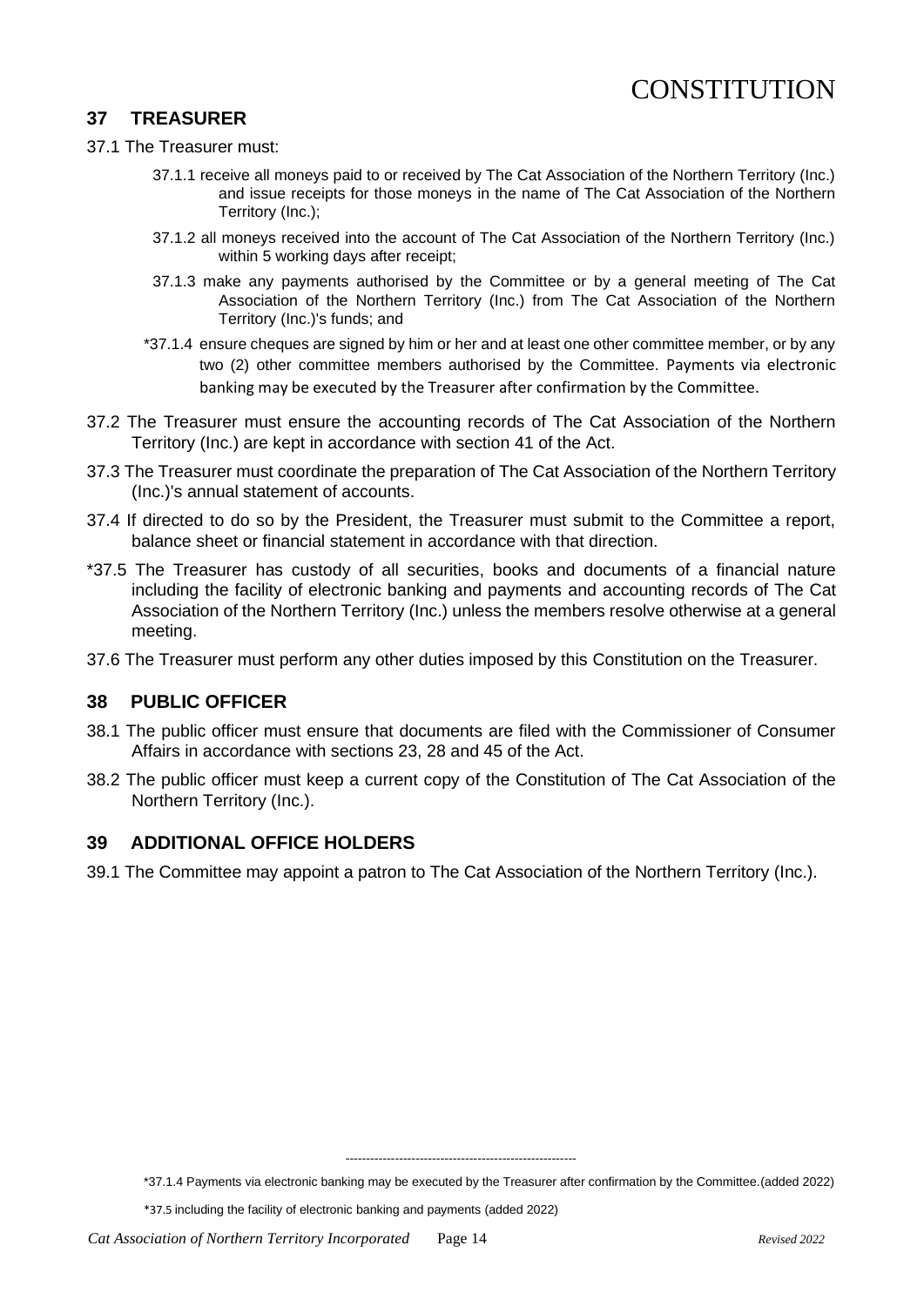## 37 TREASURER

37.1 The Treasurer must:

37.1.1 receive all moneys paid to or received by The Cat Association of the Northern Territory (Inc.) and issue receipts for those moneys in the name of The Cat Association of the Northern Territory (Inc.);

37.1.2 all moneys received into the account of The Cat Association of the Northern Territory (Inc.) within 5 working days after receipt;

37.1.3 make any payments authorised by the Committee or by a general meeting of The Cat Association of the Northern Territory (Inc.) from The Cat Association of the Northern Territory (Inc.)'s funds; and

*37.1.4 ensure cheques are signed by him or her and at least one other committee member, or by any two (2) other committee members authorised by the Committee. Payments via electronic banking may be executed by the Treasurer after confirmation by the Committee.

37.2 The Treasurer must ensure the accounting records of The Cat Association of the Northern Territory (Inc.) are kept in accordance with section 41 of the Act.

37.3 The Treasurer must coordinate the preparation of The Cat Association of the Northern Territory (Inc.)'s annual statement of accounts.

37.4 If directed to do so by the President, the Treasurer must submit to the Committee a report, balance sheet or financial statement in accordance with that direction.

*37.5 The Treasurer has custody of all securities, books and documents of a financial nature including the facility of electronic banking and payments and accounting records of The Cat Association of the Northern Territory (Inc.) unless the members resolve otherwise at a general meeting.

37.6 The Treasurer must perform any other duties imposed by this Constitution on the Treasurer.

## 38 PUBLIC OFFICER

38.1 The public officer must ensure that documents are filed with the Commissioner of Consumer Affairs in accordance with sections 23, 28 and 45 of the Act.

38.2 The public officer must keep a current copy of the Constitution of The Cat Association of the Northern Territory (Inc.).

## 39 ADDITIONAL OFFICE HOLDERS

39.1 The Committee may appoint a patron to The Cat Association of the Northern Territory (Inc.).

---

*37.1.4 Payments via electronic banking may be executed by the Treasurer after confirmation by the Committee.(added 2022)

*37.5 including the facility of electronic banking and payments (added 2022)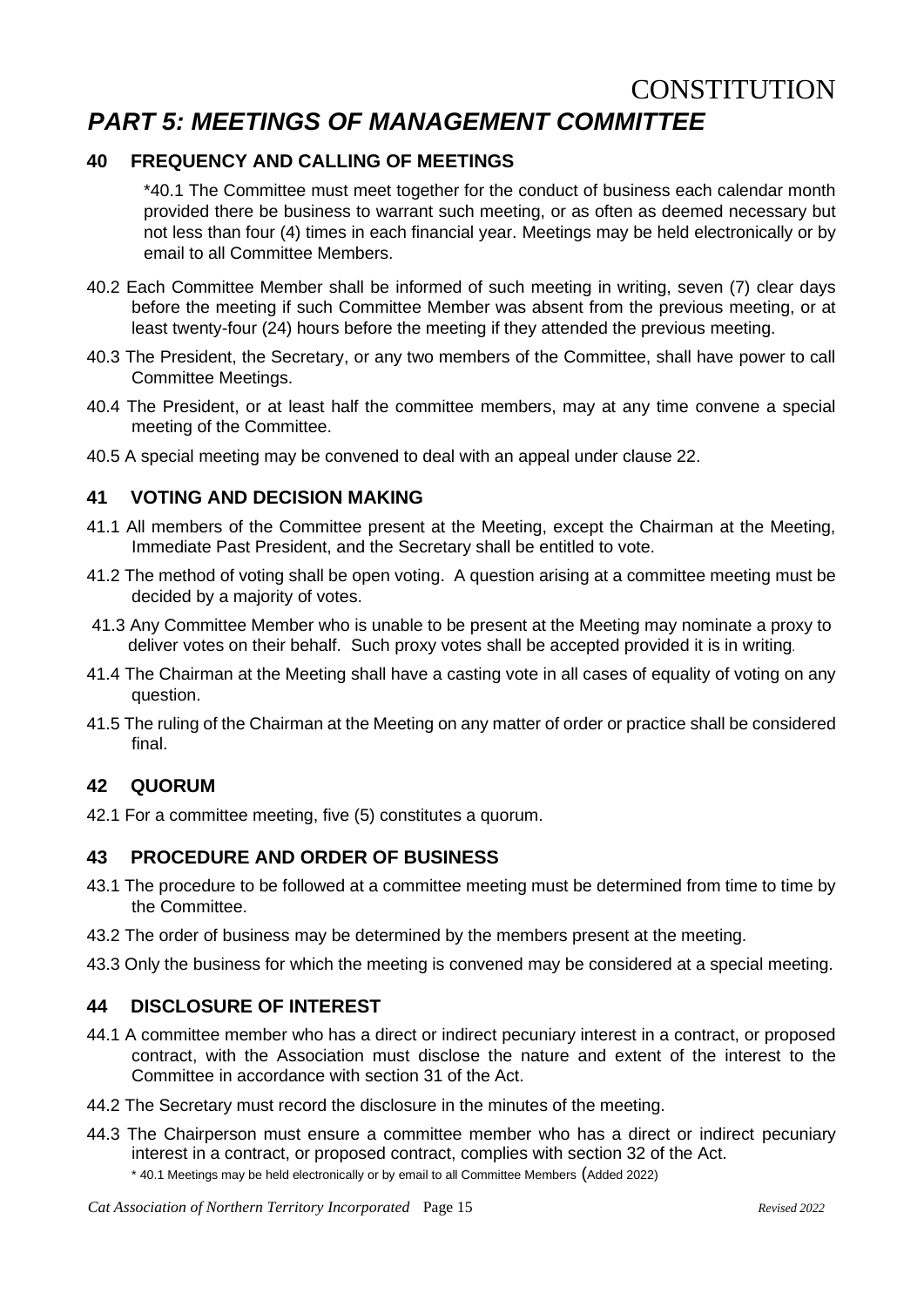# CONSTITUTION

## PART 5: MEETINGS OF MANAGEMENT COMMITTEE

### 40 FREQUENCY AND CALLING OF MEETINGS

*40.1 The Committee must meet together for the conduct of business each calendar month provided there be business to warrant such meeting, or as often as deemed necessary but not less than four (4) times in each financial year. Meetings may be held electronically or by email to all Committee Members.

40.2 Each Committee Member shall be informed of such meeting in writing, seven (7) clear days before the meeting if such Committee Member was absent from the previous meeting, or at least twenty-four (24) hours before the meeting if they attended the previous meeting.

40.3 The President, the Secretary, or any two members of the Committee, shall have power to call Committee Meetings.

40.4 The President, or at least half the committee members, may at any time convene a special meeting of the Committee.

40.5 A special meeting may be convened to deal with an appeal under clause 22.

### 41 VOTING AND DECISION MAKING

41.1 All members of the Committee present at the Meeting, except the Chairman at the Meeting, Immediate Past President, and the Secretary shall be entitled to vote.

41.2 The method of voting shall be open voting. A question arising at a committee meeting must be decided by a majority of votes.

41.3 Any Committee Member who is unable to be present at the Meeting may nominate a proxy to deliver votes on their behalf. Such proxy votes shall be accepted provided it is in writing.

41.4 The Chairman at the Meeting shall have a casting vote in all cases of equality of voting on any question.

41.5 The ruling of the Chairman at the Meeting on any matter of order or practice shall be considered final.

### 42 QUORUM

42.1 For a committee meeting, five (5) constitutes a quorum.

### 43 PROCEDURE AND ORDER OF BUSINESS

43.1 The procedure to be followed at a committee meeting must be determined from time to time by the Committee.

43.2 The order of business may be determined by the members present at the meeting.

43.3 Only the business for which the meeting is convened may be considered at a special meeting.

### 44 DISCLOSURE OF INTEREST

44.1 A committee member who has a direct or indirect pecuniary interest in a contract, or proposed contract, with the Association must disclose the nature and extent of the interest to the Committee in accordance with section 31 of the Act.

44.2 The Secretary must record the disclosure in the minutes of the meeting.

44.3 The Chairperson must ensure a committee member who has a direct or indirect pecuniary interest in a contract, or proposed contract, complies with section 32 of the Act.

\* 40.1 Meetings may be held electronically or by email to all Committee Members (Added 2022)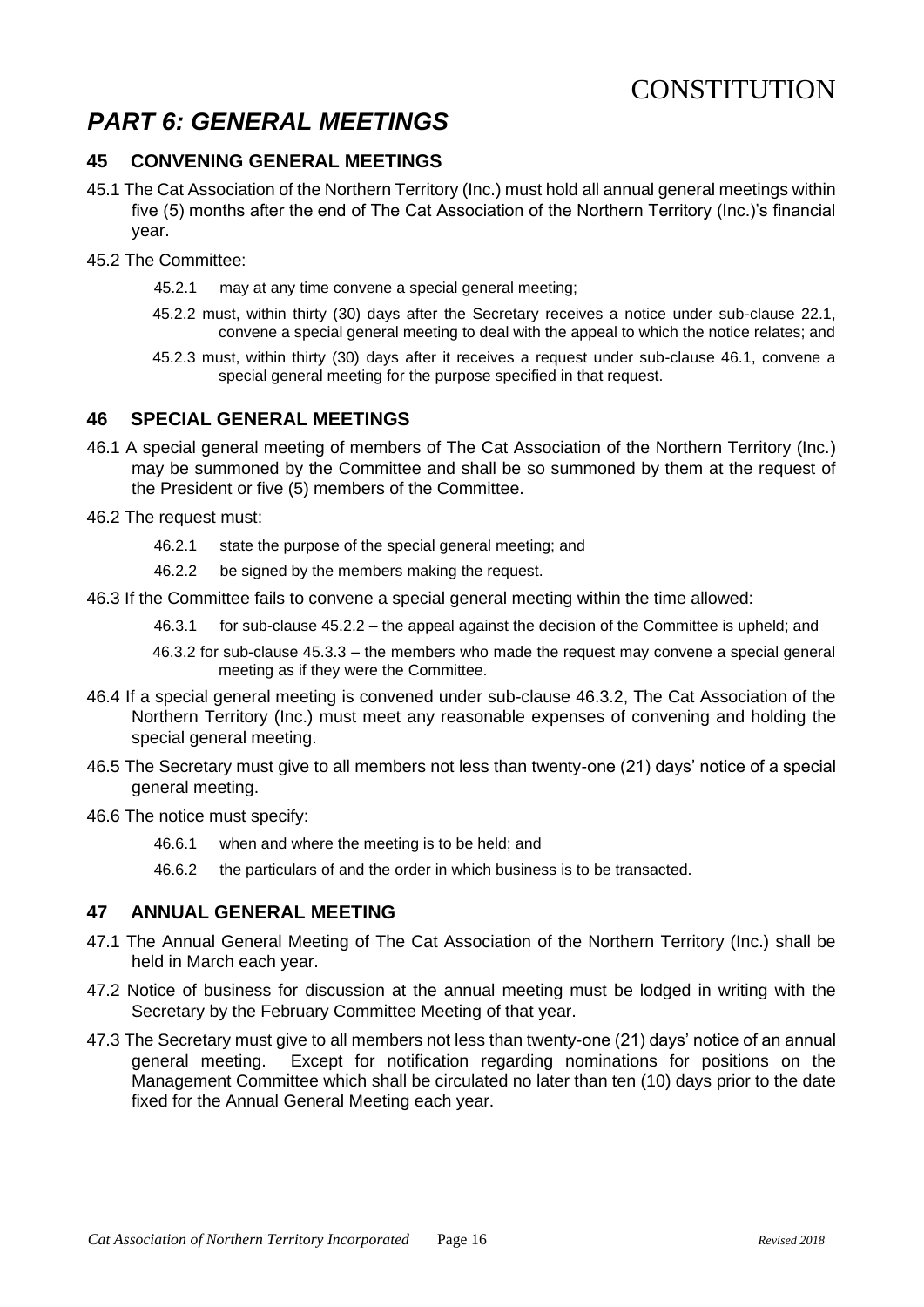# PART 6: GENERAL MEETINGS

## 45 CONVENING GENERAL MEETINGS

45.1 The Cat Association of the Northern Territory (Inc.) must hold all annual general meetings within five (5) months after the end of The Cat Association of the Northern Territory (Inc.)'s financial year.

45.2 The Committee:

- 45.2.1 may at any time convene a special general meeting;
- 45.2.2 must, within thirty (30) days after the Secretary receives a notice under sub-clause 22.1, convene a special general meeting to deal with the appeal to which the notice relates; and
- 45.2.3 must, within thirty (30) days after it receives a request under sub-clause 46.1, convene a special general meeting for the purpose specified in that request.

## 46 SPECIAL GENERAL MEETINGS

46.1 A special general meeting of members of The Cat Association of the Northern Territory (Inc.) may be summoned by the Committee and shall be so summoned by them at the request of the President or five (5) members of the Committee.

46.2 The request must:

- 46.2.1 state the purpose of the special general meeting; and
- 46.2.2 be signed by the members making the request.

46.3 If the Committee fails to convene a special general meeting within the time allowed:

- 46.3.1 for sub-clause 45.2.2 – the appeal against the decision of the Committee is upheld; and
- 46.3.2 for sub-clause 45.3.3 – the members who made the request may convene a special general meeting as if they were the Committee.

46.4 If a special general meeting is convened under sub-clause 46.3.2, The Cat Association of the Northern Territory (Inc.) must meet any reasonable expenses of convening and holding the special general meeting.

46.5 The Secretary must give to all members not less than twenty-one (21) days' notice of a special general meeting.

46.6 The notice must specify:

- 46.6.1 when and where the meeting is to be held; and
- 46.6.2 the particulars of and the order in which business is to be transacted.

## 47 ANNUAL GENERAL MEETING

47.1 The Annual General Meeting of The Cat Association of the Northern Territory (Inc.) shall be held in March each year.

47.2 Notice of business for discussion at the annual meeting must be lodged in writing with the Secretary by the February Committee Meeting of that year.

47.3 The Secretary must give to all members not less than twenty-one (21) days' notice of an annual general meeting. Except for notification regarding nominations for positions on the Management Committee which shall be circulated no later than ten (10) days prior to the date fixed for the Annual General Meeting each year.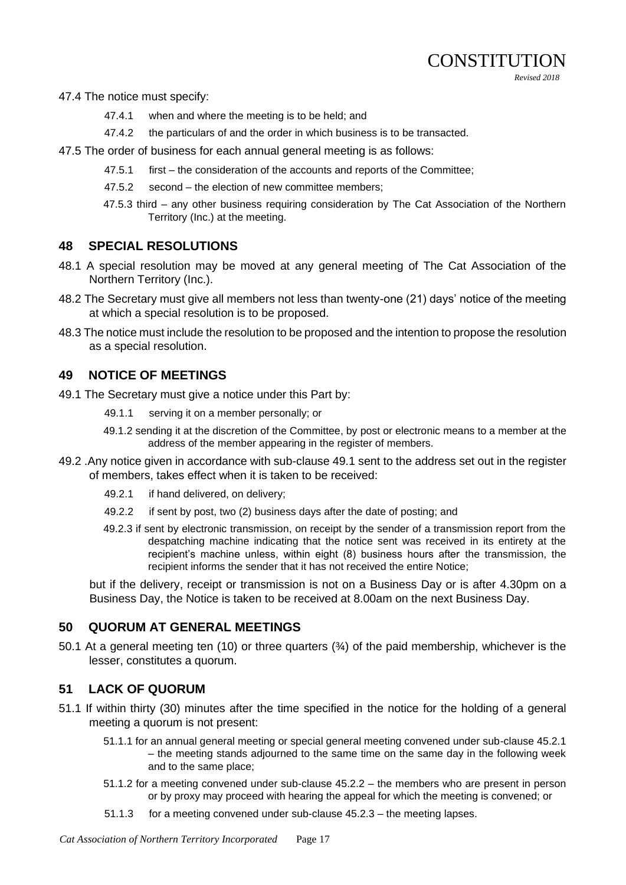47.4 The notice must specify:

- 47.4.1 when and where the meeting is to be held; and
- 47.4.2 the particulars of and the order in which business is to be transacted.

47.5 The order of business for each annual general meeting is as follows:

- 47.5.1 first – the consideration of the accounts and reports of the Committee;
- 47.5.2 second – the election of new committee members;
- 47.5.3 third – any other business requiring consideration by The Cat Association of the Northern Territory (Inc.) at the meeting.

## 48 SPECIAL RESOLUTIONS

48.1 A special resolution may be moved at any general meeting of The Cat Association of the Northern Territory (Inc.).

48.2 The Secretary must give all members not less than twenty-one (21) days' notice of the meeting at which a special resolution is to be proposed.

48.3 The notice must include the resolution to be proposed and the intention to propose the resolution as a special resolution.

## 49 NOTICE OF MEETINGS

49.1 The Secretary must give a notice under this Part by:

- 49.1.1 serving it on a member personally; or
- 49.1.2 sending it at the discretion of the Committee, by post or electronic means to a member at the address of the member appearing in the register of members.

49.2 .Any notice given in accordance with sub-clause 49.1 sent to the address set out in the register of members, takes effect when it is taken to be received:

- 49.2.1 if hand delivered, on delivery;
- 49.2.2 if sent by post, two (2) business days after the date of posting; and
- 49.2.3 if sent by electronic transmission, on receipt by the sender of a transmission report from the despatching machine indicating that the notice sent was received in its entirety at the recipient's machine unless, within eight (8) business hours after the transmission, the recipient informs the sender that it has not received the entire Notice;

but if the delivery, receipt or transmission is not on a Business Day or is after 4.30pm on a Business Day, the Notice is taken to be received at 8.00am on the next Business Day.

## 50 QUORUM AT GENERAL MEETINGS

50.1 At a general meeting ten (10) or three quarters (¾) of the paid membership, whichever is the lesser, constitutes a quorum.

## 51 LACK OF QUORUM

51.1 If within thirty (30) minutes after the time specified in the notice for the holding of a general meeting a quorum is not present:

- 51.1.1 for an annual general meeting or special general meeting convened under sub-clause 45.2.1 – the meeting stands adjourned to the same time on the same day in the following week and to the same place;
- 51.1.2 for a meeting convened under sub-clause 45.2.2 – the members who are present in person or by proxy may proceed with hearing the appeal for which the meeting is convened; or
- 51.1.3 for a meeting convened under sub-clause 45.2.3 – the meeting lapses.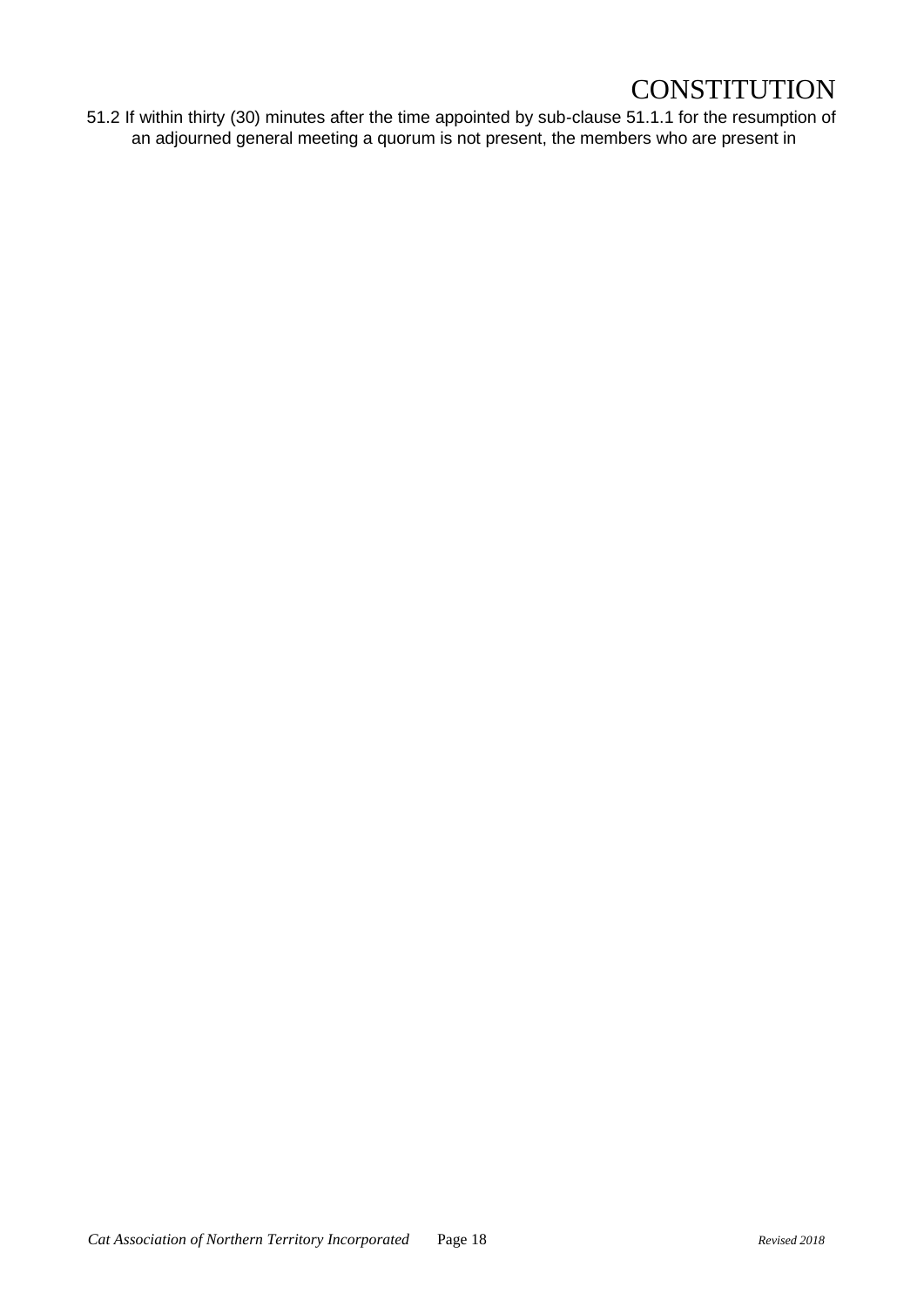51.2 If within thirty (30) minutes after the time appointed by sub-clause 51.1.1 for the resumption of an adjourned general meeting a quorum is not present, the members who are present in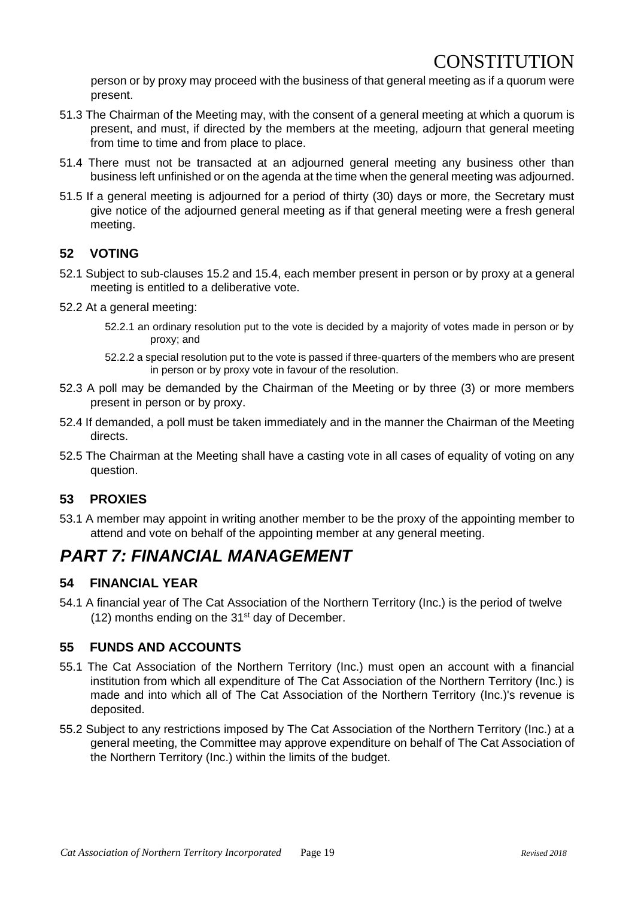person or by proxy may proceed with the business of that general meeting as if a quorum were present.

51.3 The Chairman of the Meeting may, with the consent of a general meeting at which a quorum is present, and must, if directed by the members at the meeting, adjourn that general meeting from time to time and from place to place.

51.4 There must not be transacted at an adjourned general meeting any business other than business left unfinished or on the agenda at the time when the general meeting was adjourned.

51.5 If a general meeting is adjourned for a period of thirty (30) days or more, the Secretary must give notice of the adjourned general meeting as if that general meeting were a fresh general meeting.

### 52 VOTING

52.1 Subject to sub-clauses 15.2 and 15.4, each member present in person or by proxy at a general meeting is entitled to a deliberative vote.

52.2 At a general meeting:

52.2.1 an ordinary resolution put to the vote is decided by a majority of votes made in person or by proxy; and

52.2.2 a special resolution put to the vote is passed if three-quarters of the members who are present in person or by proxy vote in favour of the resolution.

52.3 A poll may be demanded by the Chairman of the Meeting or by three (3) or more members present in person or by proxy.

52.4 If demanded, a poll must be taken immediately and in the manner the Chairman of the Meeting directs.

52.5 The Chairman at the Meeting shall have a casting vote in all cases of equality of voting on any question.

### 53 PROXIES

53.1 A member may appoint in writing another member to be the proxy of the appointing member to attend and vote on behalf of the appointing member at any general meeting.

## *PART 7: FINANCIAL MANAGEMENT*

### 54 FINANCIAL YEAR

54.1 A financial year of The Cat Association of the Northern Territory (Inc.) is the period of twelve (12) months ending on the 31st day of December.

### 55 FUNDS AND ACCOUNTS

55.1 The Cat Association of the Northern Territory (Inc.) must open an account with a financial institution from which all expenditure of The Cat Association of the Northern Territory (Inc.) is made and into which all of The Cat Association of the Northern Territory (Inc.)'s revenue is deposited.

55.2 Subject to any restrictions imposed by The Cat Association of the Northern Territory (Inc.) at a general meeting, the Committee may approve expenditure on behalf of The Cat Association of the Northern Territory (Inc.) within the limits of the budget.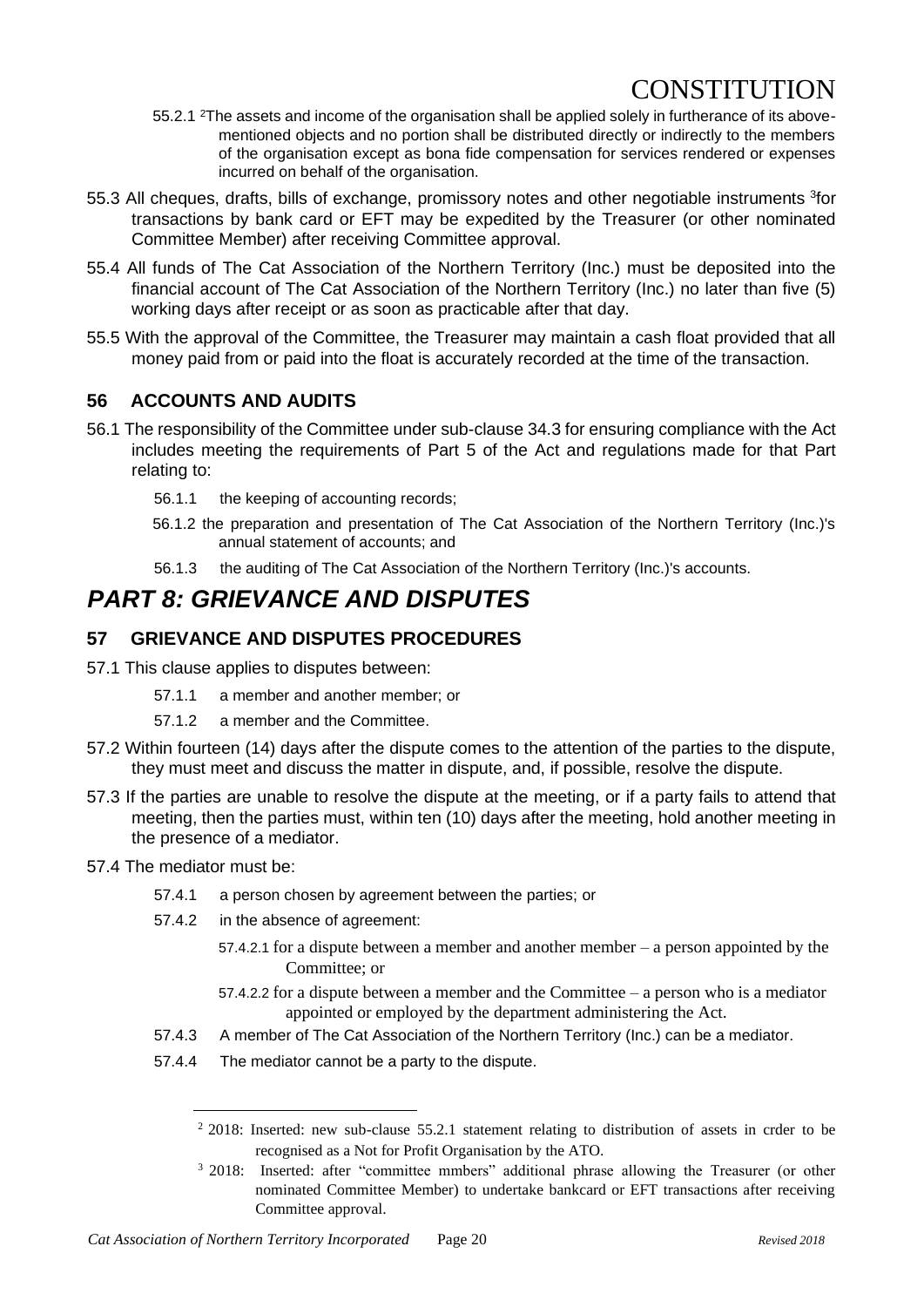55.2.1 [2]The assets and income of the organisation shall be applied solely in furtherance of its above-mentioned objects and no portion shall be distributed directly or indirectly to the members of the organisation except as bona fide compensation for services rendered or expenses incurred on behalf of the organisation.

55.3 All cheques, drafts, bills of exchange, promissory notes and other negotiable instruments [3]for transactions by bank card or EFT may be expedited by the Treasurer (or other nominated Committee Member) after receiving Committee approval.

55.4 All funds of The Cat Association of the Northern Territory (Inc.) must be deposited into the financial account of The Cat Association of the Northern Territory (Inc.) no later than five (5) working days after receipt or as soon as practicable after that day.

55.5 With the approval of the Committee, the Treasurer may maintain a cash float provided that all money paid from or paid into the float is accurately recorded at the time of the transaction.

## 56 ACCOUNTS AND AUDITS

56.1 The responsibility of the Committee under sub-clause 34.3 for ensuring compliance with the Act includes meeting the requirements of Part 5 of the Act and regulations made for that Part relating to:

56.1.1 the keeping of accounting records;

56.1.2 the preparation and presentation of The Cat Association of the Northern Territory (Inc.)'s annual statement of accounts; and

56.1.3 the auditing of The Cat Association of the Northern Territory (Inc.)'s accounts.

# *PART 8: GRIEVANCE AND DISPUTES*

## 57 GRIEVANCE AND DISPUTES PROCEDURES

57.1 This clause applies to disputes between:

57.1.1 a member and another member; or

57.1.2 a member and the Committee.

57.2 Within fourteen (14) days after the dispute comes to the attention of the parties to the dispute, they must meet and discuss the matter in dispute, and, if possible, resolve the dispute.

57.3 If the parties are unable to resolve the dispute at the meeting, or if a party fails to attend that meeting, then the parties must, within ten (10) days after the meeting, hold another meeting in the presence of a mediator.

57.4 The mediator must be:

57.4.1 a person chosen by agreement between the parties; or

57.4.2 in the absence of agreement:

57.4.2.1 for a dispute between a member and another member – a person appointed by the Committee; or

57.4.2.2 for a dispute between a member and the Committee – a person who is a mediator appointed or employed by the department administering the Act.

57.4.3 A member of The Cat Association of the Northern Territory (Inc.) can be a mediator.

57.4.4 The mediator cannot be a party to the dispute.

---

[2] 2018: Inserted: new sub-clause 55.2.1 statement relating to distribution of assets in crder to be recognised as a Not for Profit Organisation by the ATO.

[3] 2018: Inserted: after "committee mmbers" additional phrase allowing the Treasurer (or other nominated Committee Member) to undertake bankcard or EFT transactions after receiving Committee approval.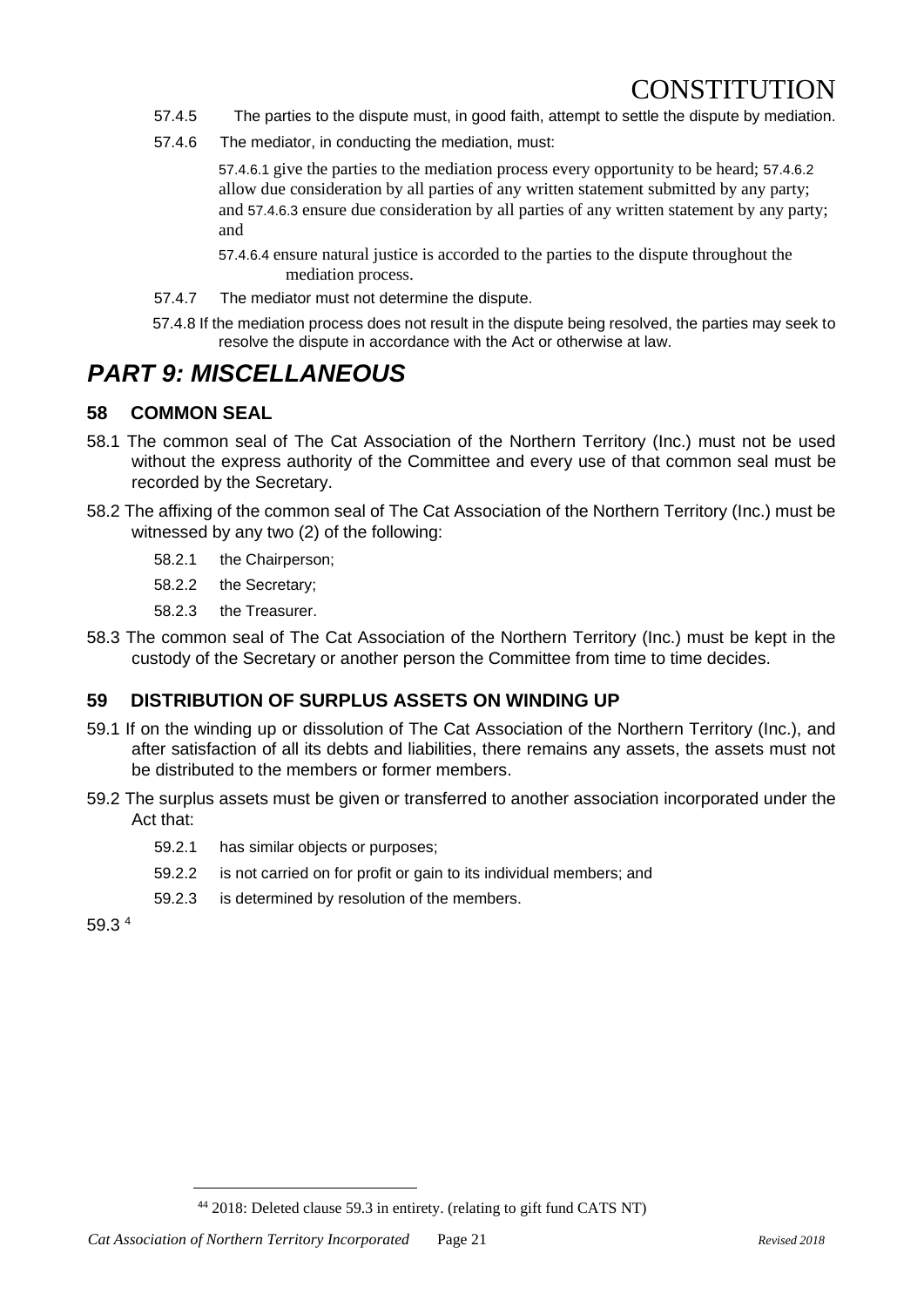57.4.5 The parties to the dispute must, in good faith, attempt to settle the dispute by mediation.

57.4.6 The mediator, in conducting the mediation, must:

57.4.6.1 give the parties to the mediation process every opportunity to be heard; 57.4.6.2 allow due consideration by all parties of any written statement submitted by any party; and 57.4.6.3 ensure due consideration by all parties of any written statement by any party; and

57.4.6.4 ensure natural justice is accorded to the parties to the dispute throughout the mediation process.

57.4.7 The mediator must not determine the dispute.

57.4.8 If the mediation process does not result in the dispute being resolved, the parties may seek to resolve the dispute in accordance with the Act or otherwise at law.

# *PART 9: MISCELLANEOUS*

## 58 COMMON SEAL

58.1 The common seal of The Cat Association of the Northern Territory (Inc.) must not be used without the express authority of the Committee and every use of that common seal must be recorded by the Secretary.

58.2 The affixing of the common seal of The Cat Association of the Northern Territory (Inc.) must be witnessed by any two (2) of the following:

58.2.1 the Chairperson;

58.2.2 the Secretary;

58.2.3 the Treasurer.

58.3 The common seal of The Cat Association of the Northern Territory (Inc.) must be kept in the custody of the Secretary or another person the Committee from time to time decides.

## 59 DISTRIBUTION OF SURPLUS ASSETS ON WINDING UP

59.1 If on the winding up or dissolution of The Cat Association of the Northern Territory (Inc.), and after satisfaction of all its debts and liabilities, there remains any assets, the assets must not be distributed to the members or former members.

59.2 The surplus assets must be given or transferred to another association incorporated under the Act that:

59.2.1 has similar objects or purposes;

59.2.2 is not carried on for profit or gain to its individual members; and

59.2.3 is determined by resolution of the members.

59.3 [4]

[44] 2018: Deleted clause 59.3 in entirety. (relating to gift fund CATS NT)